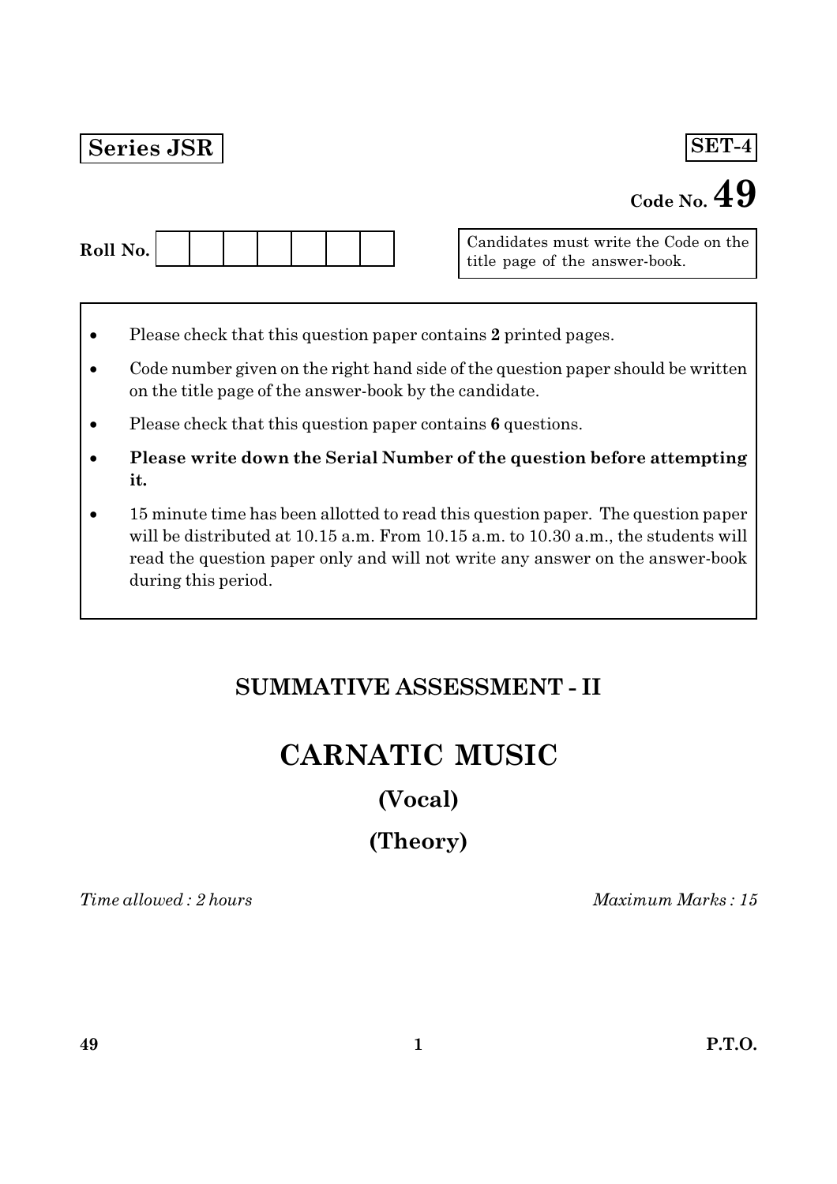**Series JSR** **SET-4**

**Code No. 49**

**Roll No.** | | | | | | | |

Candidates must write the Code on the title page of the answer-book.

- Please check that this question paper contains **2** printed pages.
- Code number given on the right hand side of the question paper should be written on the title page of the answer-book by the candidate.
- Please check that this question paper contains **6** questions.
- **Please write down the Serial Number of the question before attempting it.**
- 15 minute time has been allotted to read this question paper. The question paper will be distributed at 10.15 a.m. From 10.15 a.m. to 10.30 a.m., the students will read the question paper only and will not write any answer on the answer-book during this period.

## SUMMATIVE ASSESSMENT - II

# CARNATIC MUSIC

## (Vocal)

## (Theory)

*Time allowed : 2 hours* *Maximum Marks : 15*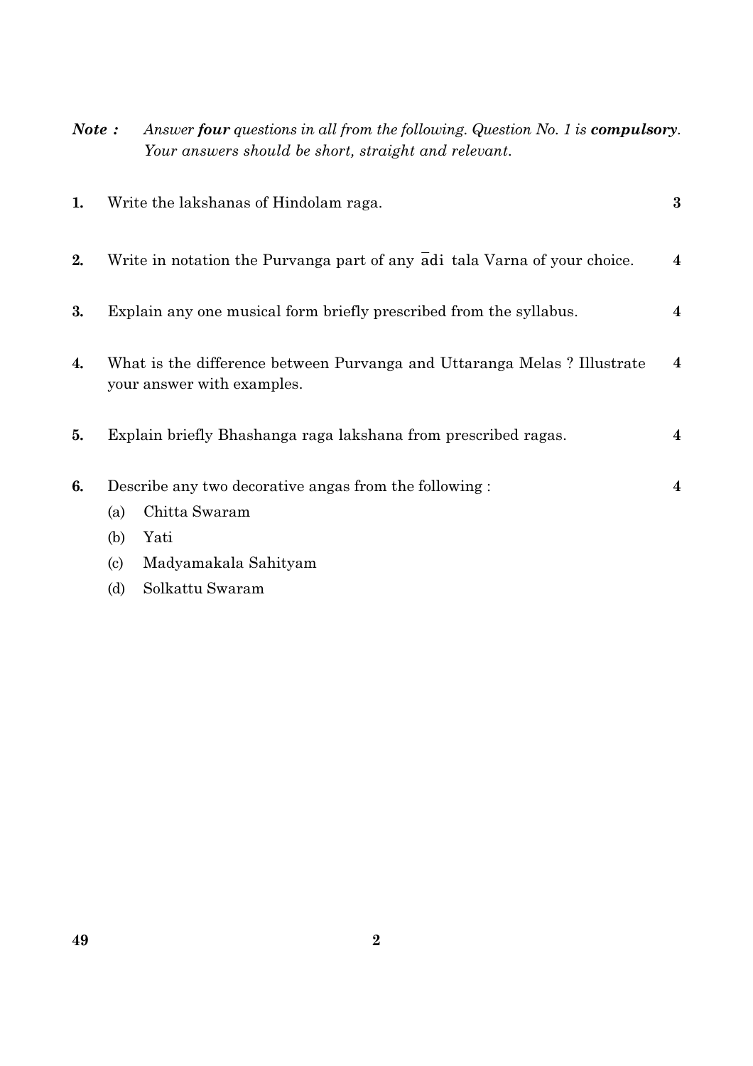*Note :* *Answer **four** questions in all from the following. Question No. 1 is **compulsory**. Your answers should be short, straight and relevant.*

**1.** Write the lakshanas of Hindolam raga. **3**

**2.** Write in notation the Purvanga part of any ādi tala Varna of your choice. **4**

**3.** Explain any one musical form briefly prescribed from the syllabus. **4**

**4.** What is the difference between Purvanga and Uttaranga Melas ? Illustrate your answer with examples. **4**

**5.** Explain briefly Bhashanga raga lakshana from prescribed ragas. **4**

**6.** Describe any two decorative angas from the following : **4**

(a) Chitta Swaram

(b) Yati

(c) Madyamakala Sahityam

(d) Solkattu Swaram